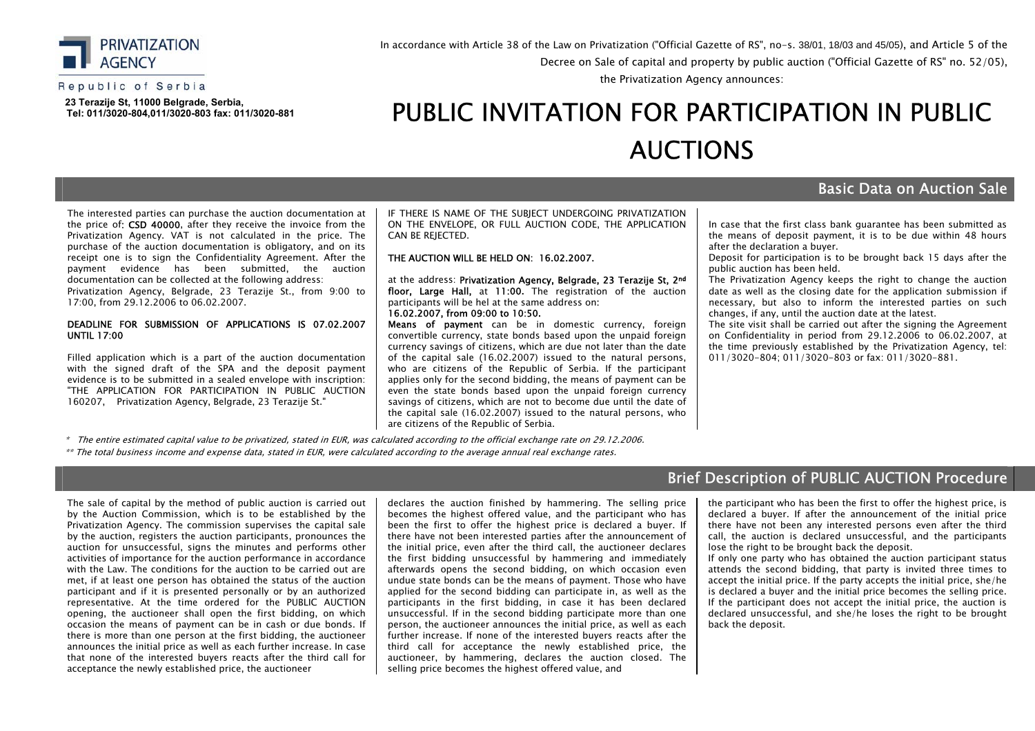PRIVATIZATION AGENCY

Republic of Serbia

**23 Terazije St, 11000 Belgrade, Serbia,**
**Tel: 011/3020-804,011/3020-803 fax: 011/3020-881**

In accordance with Article 38 of the Law on Privatization ("Official Gazette of RS", no-s. 38/01, 18/03 and 45/05), and Article 5 of the Decree on Sale of capital and property by public auction ("Official Gazette of RS" no. 52/05), the Privatization Agency announces:

# PUBLIC INVITATION FOR PARTICIPATION IN PUBLIC AUCTIONS

## Basic Data on Auction Sale

The interested parties can purchase the auction documentation at the price of: **CSD 40000**, after they receive the invoice from the Privatization Agency. VAT is not calculated in the price. The purchase of the auction documentation is obligatory, and on its receipt one is to sign the Confidentiality Agreement. After the payment evidence has been submitted, the auction documentation can be collected at the following address:
Privatization Agency, Belgrade, 23 Terazije St., from 9:00 to 17:00, from 29.12.2006 to 06.02.2007.

**DEADLINE FOR SUBMISSION OF APPLICATIONS IS 07.02.2007 UNTIL 17:00**

Filled application which is a part of the auction documentation with the signed draft of the SPA and the deposit payment evidence is to be submitted in a sealed envelope with inscription: "THE APPLICATION FOR PARTICIPATION IN PUBLIC AUCTION 160207, Privatization Agency, Belgrade, 23 Terazije St."

IF THERE IS NAME OF THE SUBJECT UNDERGOING PRIVATIZATION ON THE ENVELOPE, OR FULL AUCTION CODE, THE APPLICATION CAN BE REJECTED.

**THE AUCTION WILL BE HELD ON: 16.02.2007.**

at the address: **Privatization Agency, Belgrade, 23 Terazije St, 2nd floor, Large Hall,** at **11:00.** The registration of the auction participants will be hel at the same address on:
**16.02.2007, from 09:00 to 10:50.**
**Means of payment** can be in domestic currency, foreign convertible currency, state bonds based upon the unpaid foreign currency savings of citizens, which are due not later than the date of the capital sale (16.02.2007) issued to the natural persons, who are citizens of the Republic of Serbia. If the participant applies only for the second bidding, the means of payment can be even the state bonds based upon the unpaid foreign currency savings of citizens, which are not to become due until the date of the capital sale (16.02.2007) issued to the natural persons, who are citizens of the Republic of Serbia.

In case that the first class bank guarantee has been submitted as the means of deposit payment, it is to be due within 48 hours after the declaration a buyer.
Deposit for participation is to be brought back 15 days after the public auction has been held.
The Privatization Agency keeps the right to change the auction date as well as the closing date for the application submission if necessary, but also to inform the interested parties on such changes, if any, until the auction date at the latest.
The site visit shall be carried out after the signing the Agreement on Confidentiality in period from 29.12.2006 to 06.02.2007, at the time previously established by the Privatization Agency, tel: 011/3020-804; 011/3020-803 or fax: 011/3020-881.

*\* The entire estimated capital value to be privatized, stated in EUR, was calculated according to the official exchange rate on 29.12.2006.*
*\*\* The total business income and expense data, stated in EUR, were calculated according to the average annual real exchange rates.*

## Brief Description of PUBLIC AUCTION Procedure

The sale of capital by the method of public auction is carried out by the Auction Commission, which is to be established by the Privatization Agency. The commission supervises the capital sale by the auction, registers the auction participants, pronounces the auction for unsuccessful, signs the minutes and performs other activities of importance for the auction performance in accordance with the Law. The conditions for the auction to be carried out are met, if at least one person has obtained the status of the auction participant and if it is presented personally or by an authorized representative. At the time ordered for the PUBLIC AUCTION opening, the auctioneer shall open the first bidding, on which occasion the means of payment can be in cash or due bonds. If there is more than one person at the first bidding, the auctioneer announces the initial price as well as each further increase. In case that none of the interested buyers reacts after the third call for acceptance the newly established price, the auctioneer declares the auction finished by hammering. The selling price becomes the highest offered value, and the participant who has been the first to offer the highest price is declared a buyer. If there have not been interested parties after the announcement of the initial price, even after the third call, the auctioneer declares the first bidding unsuccessful by hammering and immediately afterwards opens the second bidding, on which occasion even undue state bonds can be the means of payment. Those who have applied for the second bidding can participate in, as well as the participants in the first bidding, in case it has been declared unsuccessful. If in the second bidding participate more than one person, the auctioneer announces the initial price, as well as each further increase. If none of the interested buyers reacts after the third call for acceptance the newly established price, the auctioneer, by hammering, declares the auction closed. The selling price becomes the highest offered value, and the participant who has been the first to offer the highest price, is declared a buyer. If after the announcement of the initial price there have not been any interested persons even after the third call, the auction is declared unsuccessful, and the participants lose the right to be brought back the deposit.
If only one party who has obtained the auction participant status attends the second bidding, that party is invited three times to accept the initial price. If the party accepts the initial price, she/he is declared a buyer and the initial price becomes the selling price. If the participant does not accept the initial price, the auction is declared unsuccessful, and she/he loses the right to be brought back the deposit.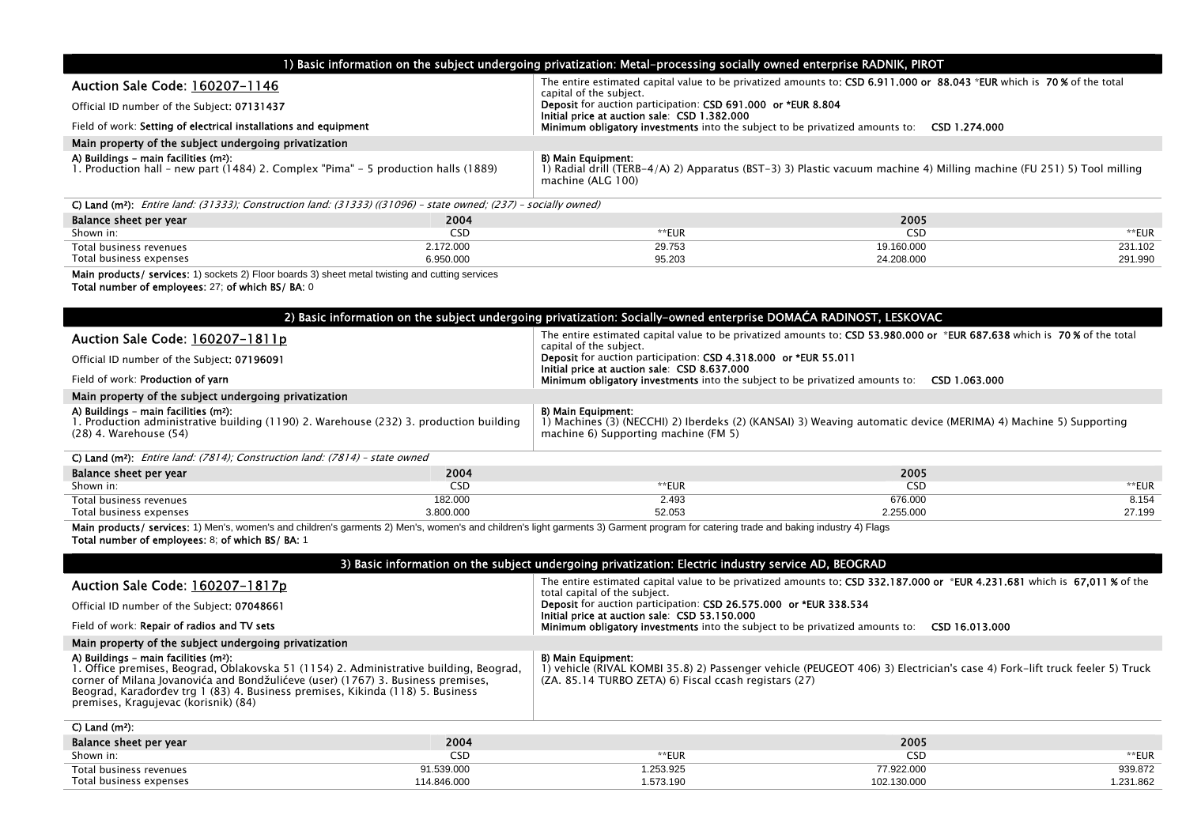## 1) Basic information on the subject undergoing privatization: Metal-processing socially owned enterprise RADNIK, PIROT

Auction Sale Code: 160207-1146

Official ID number of the Subject: **07131437**

Field of work: **Setting of electrical installations and equipment**

The entire estimated capital value to be privatized amounts to: **CSD 6.911.000 or 88.043** *EUR which is **70 %** of the total capital of the subject.

**Deposit** for auction participation: **CSD 691.000 or *EUR 8.804**

**Initial price at auction sale: CSD 1.382.000**

**Minimum obligatory investments** into the subject to be privatized amounts to: **CSD 1.274.000**

**Main property of the subject undergoing privatization**

**A) Buildings - main facilities (m²):**
1. Production hall - new part (1484) 2. Complex "Pima" - 5 production halls (1889)

**B) Main Equipment:**
1) Radial drill (TERB-4/A) 2) Apparatus (BST-3) 3) Plastic vacuum machine 4) Milling machine (FU 251) 5) Tool milling machine (ALG 100)

**C) Land (m²):** *Entire land: (31333); Construction land: (31333) ((31096) - state owned; (237) - socially owned)*

| Balance sheet per year | 2004 | | 2005 | |
|---|---|---|---|---|
| Shown in: | CSD | **EUR | CSD | **EUR |
| Total business revenues | 2.172.000 | 29.753 | 19.160.000 | 231.102 |
| Total business expenses | 6.950.000 | 95.203 | 24.208.000 | 291.990 |

**Main products/ services:** 1) sockets 2) Floor boards 3) sheet metal twisting and cutting services

**Total number of employees:** 27; **of which BS/ BA:** 0

## 2) Basic information on the subject undergoing privatization: Socially-owned enterprise DOMAĆA RADINOST, LESKOVAC

Auction Sale Code: 160207-1811p

Official ID number of the Subject: **07196091**

Field of work: **Production of yarn**

The entire estimated capital value to be privatized amounts to: **CSD 53.980.000 or** *EUR **687.638** which is **70 %** of the total capital of the subject.

**Deposit** for auction participation: **CSD 4.318.000 or *EUR 55.011**

**Initial price at auction sale: CSD 8.637.000**

**Minimum obligatory investments** into the subject to be privatized amounts to: **CSD 1.063.000**

**Main property of the subject undergoing privatization**

**A) Buildings - main facilities (m²):**
1. Production administrative building (1190) 2. Warehouse (232) 3. production building (28) 4. Warehouse (54)

**B) Main Equipment:**
1) Machines (3) (NECCHI) 2) Iberdeks (2) (KANSAI) 3) Weaving automatic device (MERIMA) 4) Machine 5) Supporting machine 6) Supporting machine (FM 5)

**C) Land (m²):** *Entire land: (7814); Construction land: (7814) - state owned*

| Balance sheet per year | 2004 | | 2005 | |
|---|---|---|---|---|
| Shown in: | CSD | **EUR | CSD | **EUR |
| Total business revenues | 182.000 | 2.493 | 676.000 | 8.154 |
| Total business expenses | 3.800.000 | 52.053 | 2.255.000 | 27.199 |

**Main products/ services:** 1) Men's, women's and children's garments 2) Men's, women's and children's light garments 3) Garment program for catering trade and baking industry 4) Flags

**Total number of employees:** 8; **of which BS/ BA:** 1

## 3) Basic information on the subject undergoing privatization: Electric industry service AD, BEOGRAD

Auction Sale Code: 160207-1817p

Official ID number of the Subject: **07048661**

Field of work: **Repair of radios and TV sets**

The entire estimated capital value to be privatized amounts to: **CSD 332.187.000 or** *EUR **4.231.681** which is **67,011 %** of the total capital of the subject.

**Deposit** for auction participation: **CSD 26.575.000 or *EUR 338.534**

**Initial price at auction sale: CSD 53.150.000**

**Minimum obligatory investments** into the subject to be privatized amounts to: **CSD 16.013.000**

**Main property of the subject undergoing privatization**

**A) Buildings - main facilities (m²):**
1. Office premises, Beograd, Oblakovska 51 (1154) 2. Administrative building, Beograd, corner of Milana Jovanovića and Bondžulićeve (user) (1767) 3. Business premises, Beograd, Karađorđev trg 1 (83) 4. Business premises, Kikinda (118) 5. Business premises, Kragujevac (korisnik) (84)

**B) Main Equipment:**
1) vehicle (RIVAL KOMBI 35.8) 2) Passenger vehicle (PEUGEOT 406) 3) Electrician's case 4) Fork-lift truck feeler 5) Truck (ZA. 85.14 TURBO ZETA) 6) Fiscal ccash registars (27)

**C) Land (m²):**

| Balance sheet per year | 2004 | | 2005 | |
|---|---|---|---|---|
| Shown in: | CSD | **EUR | CSD | **EUR |
| Total business revenues | 91.539.000 | 1.253.925 | 77.922.000 | 939.872 |
| Total business expenses | 114.846.000 | 1.573.190 | 102.130.000 | 1.231.862 |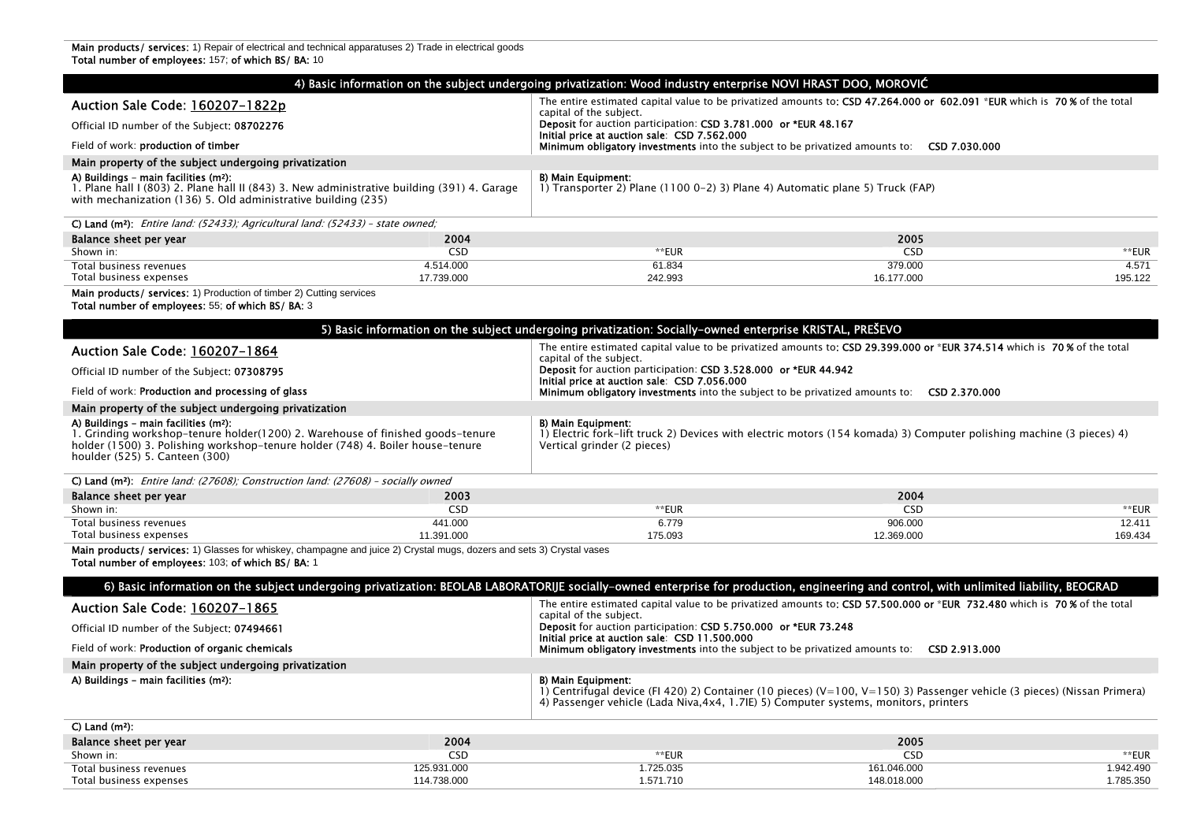**Main products/ services:** 1) Repair of electrical and technical apparatuses 2) Trade in electrical goods
**Total number of employees:** 157; **of which BS/ BA:** 10

## 4) Basic information on the subject undergoing privatization: Wood industry enterprise NOVI HRAST DOO, MOROVIĆ

**Auction Sale Code:** 160207-1822p

Official ID number of the Subject: **08702276**

Field of work: **production of timber**

The entire estimated capital value to be privatized amounts to: **CSD 47.264.000 or 602.091 *EUR** which is **70 %** of the total capital of the subject.
**Deposit** for auction participation: **CSD 3.781.000 or *EUR 48.167**
**Initial price at auction sale: CSD 7.562.000**
**Minimum obligatory investments** into the subject to be privatized amounts to: **CSD 7.030.000**

**Main property of the subject undergoing privatization**

**A) Buildings – main facilities (m²):**
1. Plane hall I (803) 2. Plane hall II (843) 3. New administrative building (391) 4. Garage with mechanization (136) 5. Old administrative building (235)

**B) Main Equipment:**
1) Transporter 2) Plane (1100 0-2) 3) Plane 4) Automatic plane 5) Truck (FAP)

**C) Land (m²):** *Entire land: (52433); Agricultural land: (52433) – state owned;*

| Balance sheet per year | 2004 | | 2005 | |
|---|---|---|---|---|
| Shown in: | CSD | **EUR | CSD | **EUR |
| Total business revenues | 4.514.000 | 61.834 | 379.000 | 4.571 |
| Total business expenses | 17.739.000 | 242.993 | 16.177.000 | 195.122 |

**Main products/ services:** 1) Production of timber 2) Cutting services
**Total number of employees:** 55; **of which BS/ BA:** 3

## 5) Basic information on the subject undergoing privatization: Socially-owned enterprise KRISTAL, PREŠEVO

**Auction Sale Code:** 160207-1864

Official ID number of the Subject: **07308795**

Field of work: **Production and processing of glass**

The entire estimated capital value to be privatized amounts to: **CSD 29.399.000 or *EUR 374.514** which is **70 %** of the total capital of the subject.
**Deposit** for auction participation: **CSD 3.528.000 or *EUR 44.942**
**Initial price at auction sale: CSD 7.056.000**
**Minimum obligatory investments** into the subject to be privatized amounts to: **CSD 2.370.000**

**Main property of the subject undergoing privatization**

**A) Buildings – main facilities (m²):**
1. Grinding workshop-tenure holder(1200) 2. Warehouse of finished goods-tenure holder (1500) 3. Polishing workshop-tenure holder (748) 4. Boiler house-tenure houlder (525) 5. Canteen (300)

**B) Main Equipment:**
1) Electric fork-lift truck 2) Devices with electric motors (154 komada) 3) Computer polishing machine (3 pieces) 4) Vertical grinder (2 pieces)

**C) Land (m²):** *Entire land: (27608); Construction land: (27608) – socially owned*

| Balance sheet per year | 2003 | | 2004 | |
|---|---|---|---|---|
| Shown in: | CSD | **EUR | CSD | **EUR |
| Total business revenues | 441.000 | 6.779 | 906.000 | 12.411 |
| Total business expenses | 11.391.000 | 175.093 | 12.369.000 | 169.434 |

**Main products/ services:** 1) Glasses for whiskey, champagne and juice 2) Crystal mugs, dozers and sets 3) Crystal vases
**Total number of employees:** 103; **of which BS/ BA:** 1

## 6) Basic information on the subject undergoing privatization: BEOLAB LABORATORIJE socially-owned enterprise for production, engineering and control, with unlimited liability, BEOGRAD

**Auction Sale Code:** 160207-1865

Official ID number of the Subject: **07494661**

Field of work: **Production of organic chemicals**

The entire estimated capital value to be privatized amounts to: **CSD 57.500.000 or *EUR 732.480** which is **70 %** of the total capital of the subject.
**Deposit** for auction participation: **CSD 5.750.000 or *EUR 73.248**
**Initial price at auction sale: CSD 11.500.000**
**Minimum obligatory investments** into the subject to be privatized amounts to: **CSD 2.913.000**

**Main property of the subject undergoing privatization**

**A) Buildings – main facilities (m²):**

**B) Main Equipment:**
1) Centrifugal device (FI 420) 2) Container (10 pieces) (V=100, V=150) 3) Passenger vehicle (3 pieces) (Nissan Primera) 4) Passenger vehicle (Lada Niva,4x4, 1.7IE) 5) Computer systems, monitors, printers

**C) Land (m²):**

| Balance sheet per year | 2004 | | 2005 | |
|---|---|---|---|---|
| Shown in: | CSD | **EUR | CSD | **EUR |
| Total business revenues | 125.931.000 | 1.725.035 | 161.046.000 | 1.942.490 |
| Total business expenses | 114.738.000 | 1.571.710 | 148.018.000 | 1.785.350 |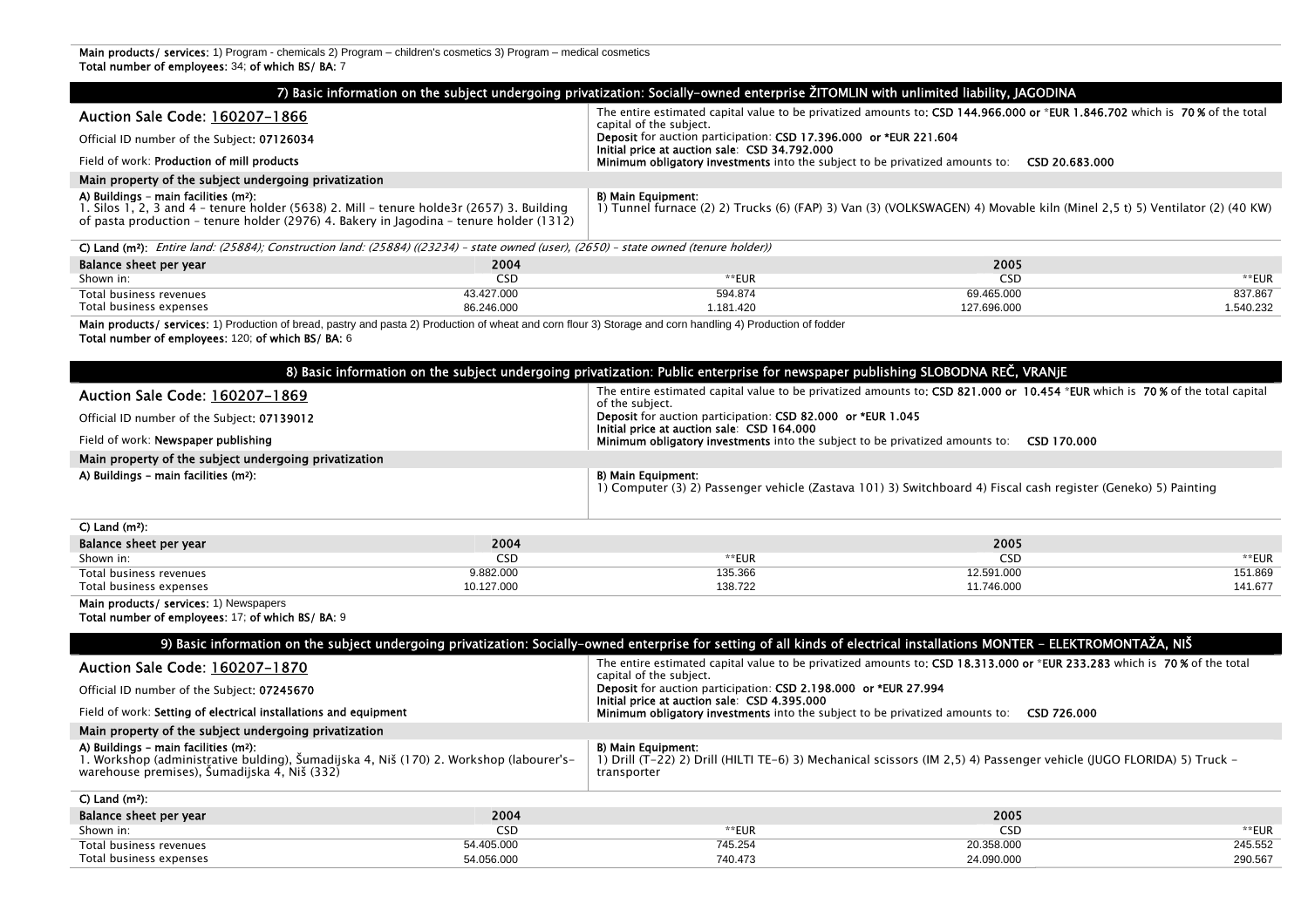**Main products/ services:** 1) Program - chemicals 2) Program – children's cosmetics 3) Program – medical cosmetics
**Total number of employees:** 34; **of which BS/ BA:** 7

## 7) Basic information on the subject undergoing privatization: Socially-owned enterprise ŽITOMLIN with unlimited liability, JAGODINA

| | |
|---|---|
| Auction Sale Code: 160207-1866 | The entire estimated capital value to be privatized amounts to: **CSD 144.966.000 or \*EUR 1.846.702** which is **70 %** of the total capital of the subject. |
| Official ID number of the Subject: **07126034** | **Deposit** for auction participation: **CSD 17.396.000 or \*EUR 221.604** |
| Field of work: **Production of mill products** | **Initial price at auction sale: CSD 34.792.000** |
| | **Minimum obligatory investments** into the subject to be privatized amounts to: **CSD 20.683.000** |

**Main property of the subject undergoing privatization**

| A) Buildings – main facilities (m²): | B) Main Equipment: |
|---|---|
| 1. Silos 1, 2, 3 and 4 – tenure holder (5638) 2. Mill – tenure holde3r (2657) 3. Building of pasta production – tenure holder (2976) 4. Bakery in Jagodina – tenure holder (1312) | 1) Tunnel furnace (2) 2) Trucks (6) (FAP) 3) Van (3) (VOLKSWAGEN) 4) Movable kiln (Minel 2,5 t) 5) Ventilator (2) (40 KW) |

**C) Land (m²):** *Entire land: (25884); Construction land: (25884) ((23234) – state owned (user), (2650) – state owned (tenure holder))*

| Balance sheet per year | 2004 | | 2005 | |
|---|---|---|---|---|
| Shown in: | CSD | \*\*EUR | CSD | \*\*EUR |
| Total business revenues | 43.427.000 | 594.874 | 69.465.000 | 837.867 |
| Total business expenses | 86.246.000 | 1.181.420 | 127.696.000 | 1.540.232 |

**Main products/ services:** 1) Production of bread, pastry and pasta 2) Production of wheat and corn flour 3) Storage and corn handling 4) Production of fodder
**Total number of employees:** 120; **of which BS/ BA:** 6

## 8) Basic information on the subject undergoing privatization: Public enterprise for newspaper publishing SLOBODNA REČ, VRANjE

| | |
|---|---|
| Auction Sale Code: 160207-1869 | The entire estimated capital value to be privatized amounts to: **CSD 821.000 or 10.454 \*EUR** which is **70 %** of the total capital of the subject. |
| Official ID number of the Subject: **07139012** | **Deposit** for auction participation: **CSD 82.000 or \*EUR 1.045** |
| Field of work: **Newspaper publishing** | **Initial price at auction sale: CSD 164.000** |
| | **Minimum obligatory investments** into the subject to be privatized amounts to: **CSD 170.000** |

**Main property of the subject undergoing privatization**

| A) Buildings – main facilities (m²): | B) Main Equipment: |
|---|---|
| | 1) Computer (3) 2) Passenger vehicle (Zastava 101) 3) Switchboard 4) Fiscal cash register (Geneko) 5) Painting |

**C) Land (m²):**

| Balance sheet per year | 2004 | | 2005 | |
|---|---|---|---|---|
| Shown in: | CSD | \*\*EUR | CSD | \*\*EUR |
| Total business revenues | 9.882.000 | 135.366 | 12.591.000 | 151.869 |
| Total business expenses | 10.127.000 | 138.722 | 11.746.000 | 141.677 |

**Main products/ services:** 1) Newspapers
**Total number of employees:** 17; **of which BS/ BA:** 9

## 9) Basic information on the subject undergoing privatization: Socially-owned enterprise for setting of all kinds of electrical installations MONTER – ELEKTROMONTAŽA, NIŠ

| | |
|---|---|
| Auction Sale Code: 160207-1870 | The entire estimated capital value to be privatized amounts to: **CSD 18.313.000 or \*EUR 233.283** which is **70 %** of the total capital of the subject. |
| Official ID number of the Subject: **07245670** | **Deposit** for auction participation: **CSD 2.198.000 or \*EUR 27.994** |
| Field of work: **Setting of electrical installations and equipment** | **Initial price at auction sale: CSD 4.395.000** |
| | **Minimum obligatory investments** into the subject to be privatized amounts to: **CSD 726.000** |

**Main property of the subject undergoing privatization**

| A) Buildings – main facilities (m²): | B) Main Equipment: |
|---|---|
| 1. Workshop (administrative bulding), Šumadijska 4, Niš (170) 2. Workshop (labourer's-warehouse premises), Šumadijska 4, Niš (332) | 1) Drill (T-22) 2) Drill (HILTI TE-6) 3) Mechanical scissors (IM 2,5) 4) Passenger vehicle (JUGO FLORIDA) 5) Truck – transporter |

**C) Land (m²):**

| Balance sheet per year | 2004 | | 2005 | |
|---|---|---|---|---|
| Shown in: | CSD | \*\*EUR | CSD | \*\*EUR |
| Total business revenues | 54.405.000 | 745.254 | 20.358.000 | 245.552 |
| Total business expenses | 54.056.000 | 740.473 | 24.090.000 | 290.567 |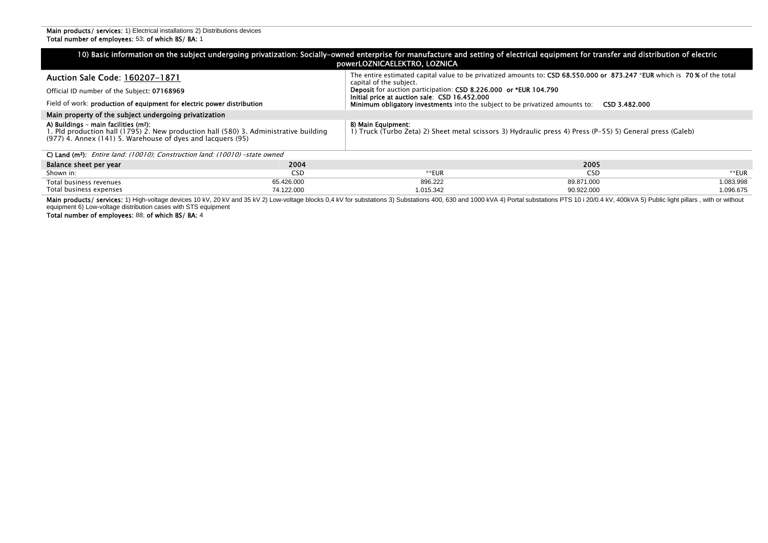**Main products/ services:** 1) Electrical installations 2) Distributions devices
**Total number of employees:** 53; **of which BS/ BA:** 1

## 10) Basic information on the subject undergoing privatization: Socially-owned enterprise for manufacture and setting of electrical equipment for transfer and distribution of electric powerLOZNICAELEKTRO, LOZNICA

| | |
|---|---|
| Auction Sale Code: 160207-1871 | The entire estimated capital value to be privatized amounts to: **CSD 68.550.000 or 873.247 *EUR** which is **70 %** of the total capital of the subject. |
| Official ID number of the Subject: **07168969** | **Deposit** for auction participation: **CSD 8.226.000 or *EUR 104.790** |
| Field of work: **production of equipment for electric power distribution** | **Initial price at auction sale: CSD 16.452.000** **Minimum obligatory investments** into the subject to be privatized amounts to: **CSD 3.482.000** |

**Main property of the subject undergoing privatization**

| | |
|---|---|
| **A) Buildings - main facilities (m²):** 1. Pld production hall (1795) 2. New production hall (580) 3. Administrative building (977) 4. Annex (141) 5. Warehouse of dyes and lacquers (95) | **B) Main Equipment:** 1) Truck (Turbo Zeta) 2) Sheet metal scissors 3) Hydraulic press 4) Press (P-55) 5) General press (Galeb) |

**C) Land (m²):** *Entire land: (10010); Construction land: (10010) -state owned*

| Balance sheet per year | 2004 | | 2005 | |
|---|---|---|---|---|
| Shown in: | CSD | **EUR | CSD | **EUR |
| Total business revenues | 65.426.000 | 896.222 | 89.871.000 | 1.083.998 |
| Total business expenses | 74.122.000 | 1.015.342 | 90.922.000 | 1.096.675 |

**Main products/ services:** 1) High-voltage devices 10 kV, 20 kV and 35 kV 2) Low-voltage blocks 0,4 kV for substations 3) Substations 400, 630 and 1000 kVA 4) Portal substations PTS 10 i 20/0.4 kV, 400kVA 5) Public light pillars , with or without equipment 6) Low-voltage distribution cases with STS equipment
**Total number of employees:** 88; **of which BS/ BA:** 4